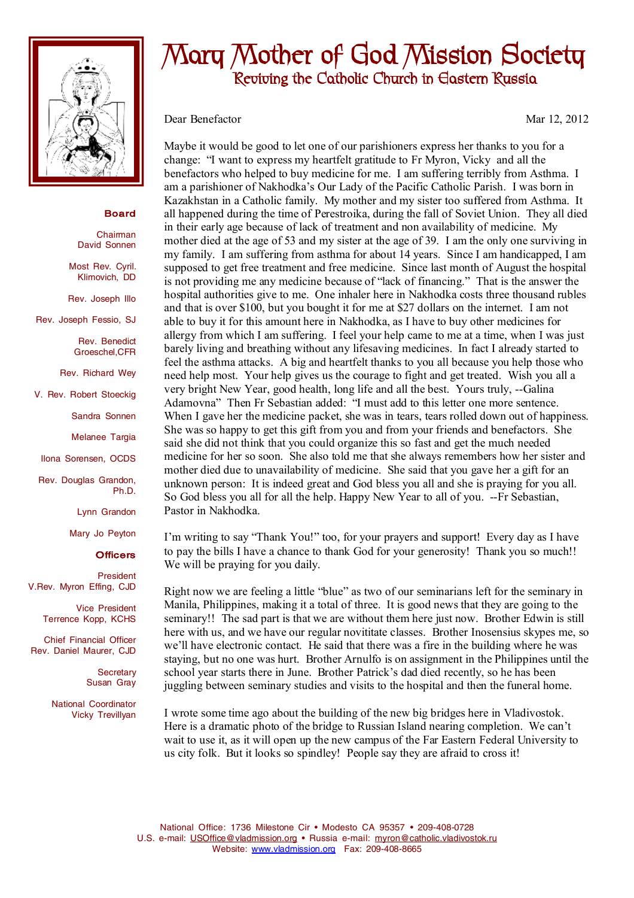# Mary Mother of God Mission Society

## Reviving the Catholic Church in Eastern Russia

**Board**

Chairman
David Sonnen

Most Rev. Cyril. Klimovich, DD

Rev. Joseph Illo

Rev. Joseph Fessio, SJ

Rev. Benedict Groeschel,CFR

Rev. Richard Wey

V. Rev. Robert Stoeckig

Sandra Sonnen

Melanee Targia

Ilona Sorensen, OCDS

Rev. Douglas Grandon, Ph.D.

Lynn Grandon

Mary Jo Peyton

**Officers**

President
V.Rev. Myron Effing, CJD

Vice President
Terrence Kopp, KCHS

Chief Financial Officer
Rev. Daniel Maurer, CJD

Secretary
Susan Gray

National Coordinator
Vicky Trevillyan

Dear Benefactor

Mar 12, 2012

Maybe it would be good to let one of our parishioners express her thanks to you for a change: "I want to express my heartfelt gratitude to Fr Myron, Vicky and all the benefactors who helped to buy medicine for me. I am suffering terribly from Asthma. I am a parishioner of Nakhodka's Our Lady of the Pacific Catholic Parish. I was born in Kazakhstan in a Catholic family. My mother and my sister too suffered from Asthma. It all happened during the time of Perestroika, during the fall of Soviet Union. They all died in their early age because of lack of treatment and non availability of medicine. My mother died at the age of 53 and my sister at the age of 39. I am the only one surviving in my family. I am suffering from asthma for about 14 years. Since I am handicapped, I am supposed to get free treatment and free medicine. Since last month of August the hospital is not providing me any medicine because of "lack of financing." That is the answer the hospital authorities give to me. One inhaler here in Nakhodka costs three thousand rubles and that is over $100, but you bought it for me at $27 dollars on the internet. I am not able to buy it for this amount here in Nakhodka, as I have to buy other medicines for allergy from which I am suffering. I feel your help came to me at a time, when I was just barely living and breathing without any lifesaving medicines. In fact I already started to feel the asthma attacks. A big and heartfelt thanks to you all because you help those who need help most. Your help gives us the courage to fight and get treated. Wish you all a very bright New Year, good health, long life and all the best. Yours truly, --Galina Adamovna" Then Fr Sebastian added: "I must add to this letter one more sentence. When I gave her the medicine packet, she was in tears, tears rolled down out of happiness. She was so happy to get this gift from you and from your friends and benefactors. She said she did not think that you could organize this so fast and get the much needed medicine for her so soon. She also told me that she always remembers how her sister and mother died due to unavailability of medicine. She said that you gave her a gift for an unknown person: It is indeed great and God bless you all and she is praying for you all. So God bless you all for all the help. Happy New Year to all of you. --Fr Sebastian, Pastor in Nakhodka.

I'm writing to say "Thank You!" too, for your prayers and support! Every day as I have to pay the bills I have a chance to thank God for your generosity! Thank you so much!! We will be praying for you daily.

Right now we are feeling a little "blue" as two of our seminarians left for the seminary in Manila, Philippines, making it a total of three. It is good news that they are going to the seminary!! The sad part is that we are without them here just now. Brother Edwin is still here with us, and we have our regular novitiate classes. Brother Inosensius skypes me, so we'll have electronic contact. He said that there was a fire in the building where he was staying, but no one was hurt. Brother Arnulfo is on assignment in the Philippines until the school year starts there in June. Brother Patrick's dad died recently, so he has been juggling between seminary studies and visits to the hospital and then the funeral home.

I wrote some time ago about the building of the new big bridges here in Vladivostok. Here is a dramatic photo of the bridge to Russian Island nearing completion. We can't wait to use it, as it will open up the new campus of the Far Eastern Federal University to us city folk. But it looks so spindley! People say they are afraid to cross it!

National Office: 1736 Milestone Cir • Modesto CA 95357 • 209-408-0728
U.S. e-mail: USOffice@vladmission.org • Russia e-mail: myron@catholic.vladivostok.ru
Website: www.vladmission.org Fax: 209-408-8665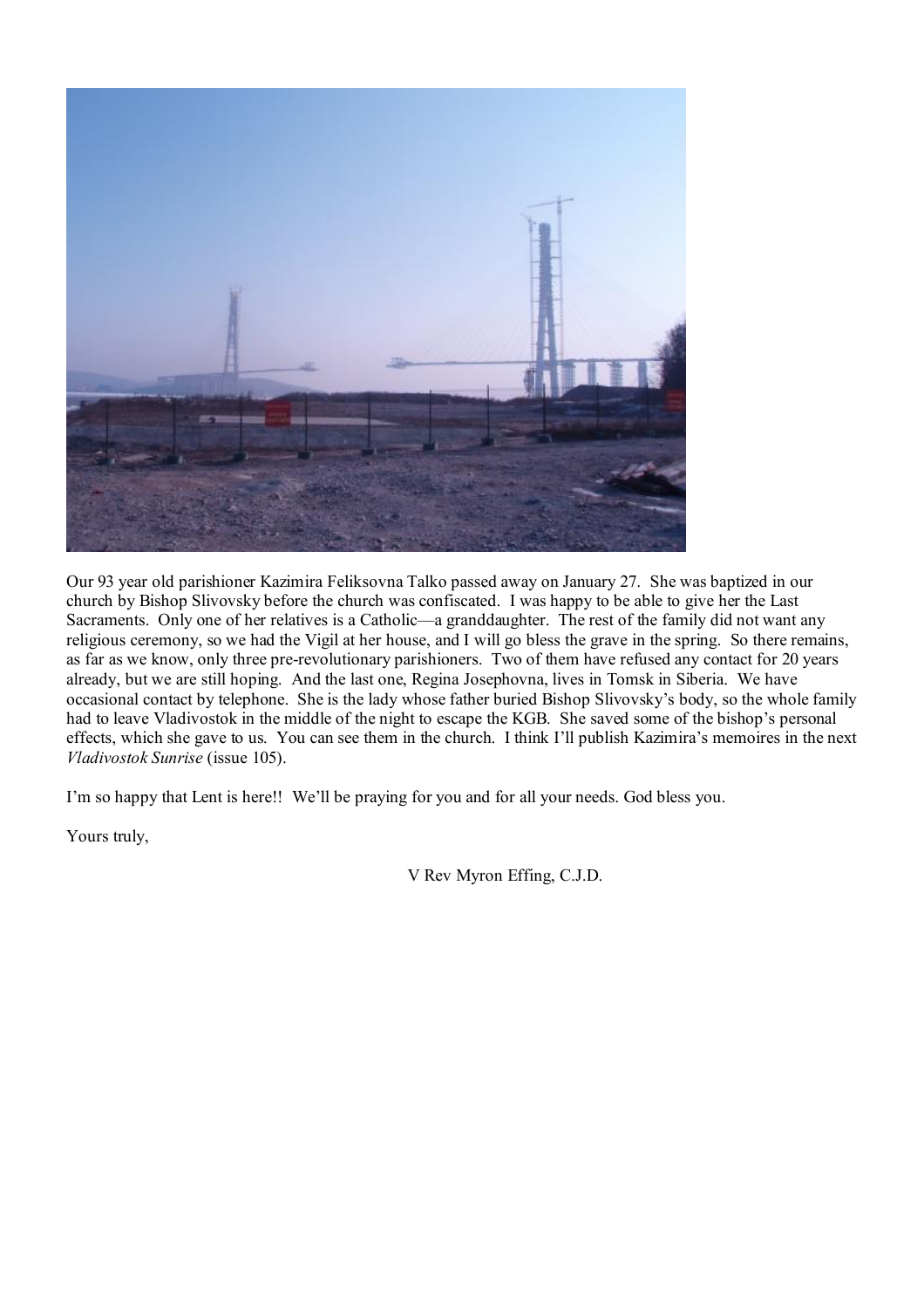Our 93 year old parishioner Kazimira Feliksovna Talko passed away on January 27. She was baptized in our church by Bishop Slivovsky before the church was confiscated. I was happy to be able to give her the Last Sacraments. Only one of her relatives is a Catholic—a granddaughter. The rest of the family did not want any religious ceremony, so we had the Vigil at her house, and I will go bless the grave in the spring. So there remains, as far as we know, only three pre-revolutionary parishioners. Two of them have refused any contact for 20 years already, but we are still hoping. And the last one, Regina Josephovna, lives in Tomsk in Siberia. We have occasional contact by telephone. She is the lady whose father buried Bishop Slivovsky's body, so the whole family had to leave Vladivostok in the middle of the night to escape the KGB. She saved some of the bishop's personal effects, which she gave to us. You can see them in the church. I think I'll publish Kazimira's memoires in the next *Vladivostok Sunrise* (issue 105).

I'm so happy that Lent is here!! We'll be praying for you and for all your needs. God bless you.

Yours truly,

V Rev Myron Effing, C.J.D.